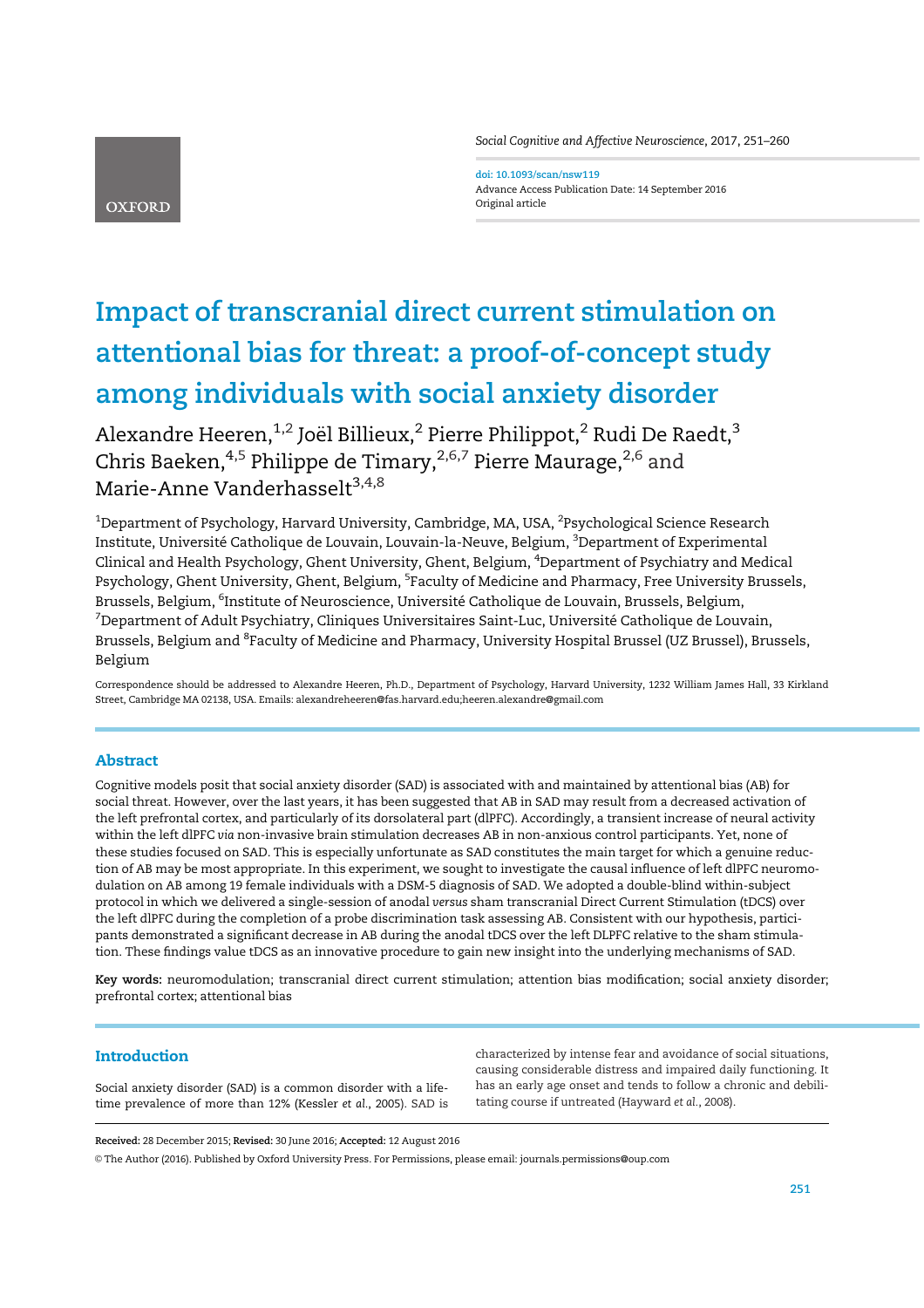# Impact of transcranial direct current stimulation on attentional bias for threat: a proof-of-concept study among individuals with social anxiety disorder

Alexandre Heeren,[1,2] Joël Billieux,[2] Pierre Philippot,[2] Rudi De Raedt,[3] Chris Baeken,[4,5] Philippe de Timary,[2,6,7] Pierre Maurage,[2,6] and Marie-Anne Vanderhasselt[3,4,8]

[1]Department of Psychology, Harvard University, Cambridge, MA, USA, [2]Psychological Science Research Institute, Université Catholique de Louvain, Louvain-la-Neuve, Belgium, [3]Department of Experimental Clinical and Health Psychology, Ghent University, Ghent, Belgium, [4]Department of Psychiatry and Medical Psychology, Ghent University, Ghent, Belgium, [5]Faculty of Medicine and Pharmacy, Free University Brussels, Brussels, Belgium, [6]Institute of Neuroscience, Université Catholique de Louvain, Brussels, Belgium, [7]Department of Adult Psychiatry, Cliniques Universitaires Saint-Luc, Université Catholique de Louvain, Brussels, Belgium and [8]Faculty of Medicine and Pharmacy, University Hospital Brussel (UZ Brussel), Brussels, Belgium

Correspondence should be addressed to Alexandre Heeren, Ph.D., Department of Psychology, Harvard University, 1232 William James Hall, 33 Kirkland Street, Cambridge MA 02138, USA. Emails: alexandreheeren@fas.harvard.edu;heeren.alexandre@gmail.com

## Abstract

Cognitive models posit that social anxiety disorder (SAD) is associated with and maintained by attentional bias (AB) for social threat. However, over the last years, it has been suggested that AB in SAD may result from a decreased activation of the left prefrontal cortex, and particularly of its dorsolateral part (dlPFC). Accordingly, a transient increase of neural activity within the left dlPFC *via* non-invasive brain stimulation decreases AB in non-anxious control participants. Yet, none of these studies focused on SAD. This is especially unfortunate as SAD constitutes the main target for which a genuine reduction of AB may be most appropriate. In this experiment, we sought to investigate the causal influence of left dlPFC neuromodulation on AB among 19 female individuals with a DSM-5 diagnosis of SAD. We adopted a double-blind within-subject protocol in which we delivered a single-session of anodal *versus* sham transcranial Direct Current Stimulation (tDCS) over the left dlPFC during the completion of a probe discrimination task assessing AB. Consistent with our hypothesis, participants demonstrated a significant decrease in AB during the anodal tDCS over the left DLPFC relative to the sham stimulation. These findings value tDCS as an innovative procedure to gain new insight into the underlying mechanisms of SAD.

**Key words:** neuromodulation; transcranial direct current stimulation; attention bias modification; social anxiety disorder; prefrontal cortex; attentional bias

## Introduction

Social anxiety disorder (SAD) is a common disorder with a lifetime prevalence of more than 12% (Kessler *et al.*, 2005). SAD is characterized by intense fear and avoidance of social situations, causing considerable distress and impaired daily functioning. It has an early age onset and tends to follow a chronic and debilitating course if untreated (Hayward *et al.*, 2008).

**Received:** 28 December 2015; **Revised:** 30 June 2016; **Accepted:** 12 August 2016

© The Author (2016). Published by Oxford University Press. For Permissions, please email: journals.permissions@oup.com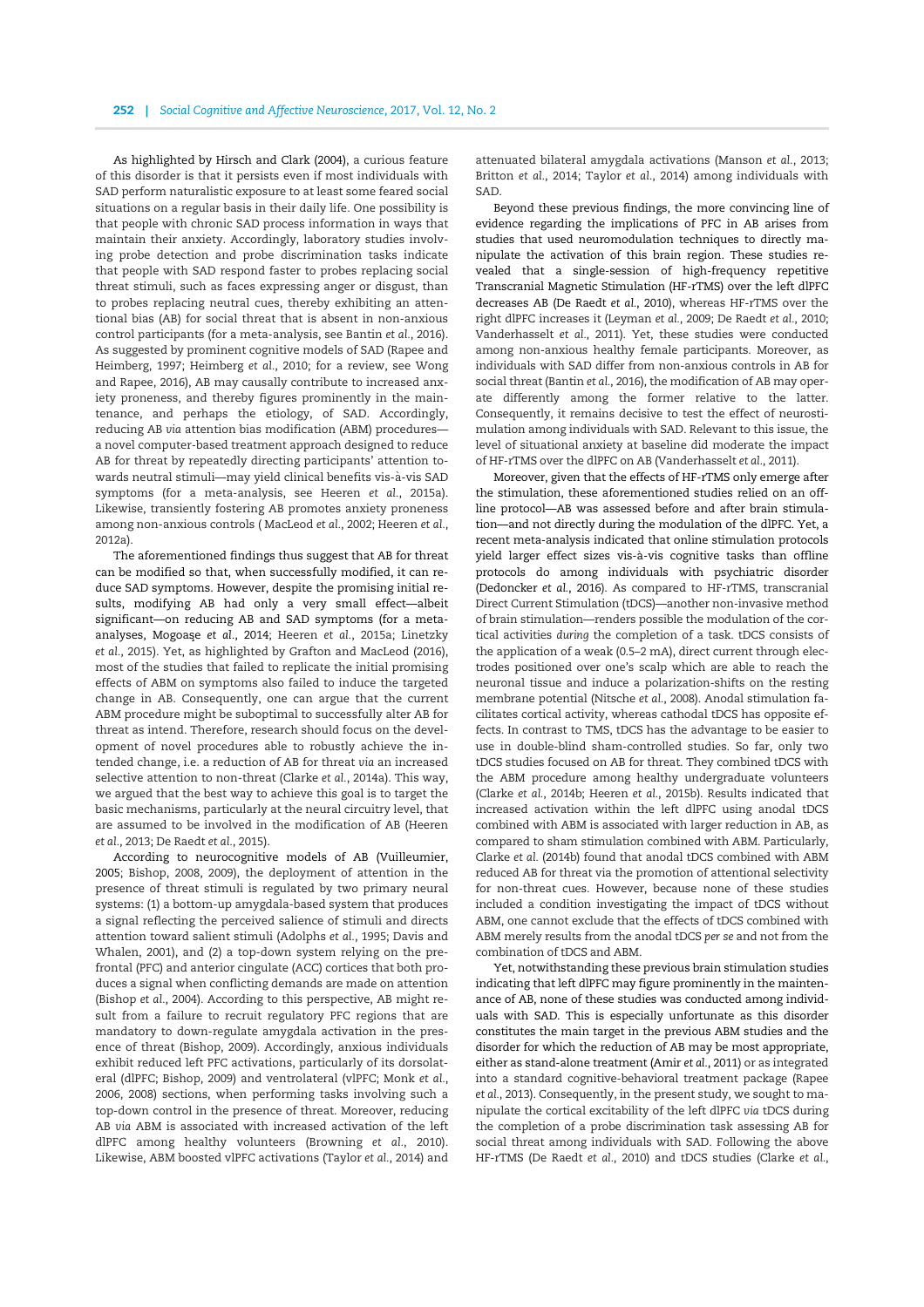As highlighted by Hirsch and Clark (2004), a curious feature of this disorder is that it persists even if most individuals with SAD perform naturalistic exposure to at least some feared social situations on a regular basis in their daily life. One possibility is that people with chronic SAD process information in ways that maintain their anxiety. Accordingly, laboratory studies involving probe detection and probe discrimination tasks indicate that people with SAD respond faster to probes replacing social threat stimuli, such as faces expressing anger or disgust, than to probes replacing neutral cues, thereby exhibiting an attentional bias (AB) for social threat that is absent in non-anxious control participants (for a meta-analysis, see Bantin *et al.*, 2016). As suggested by prominent cognitive models of SAD (Rapee and Heimberg, 1997; Heimberg *et al.*, 2010; for a review, see Wong and Rapee, 2016), AB may causally contribute to increased anxiety proneness, and thereby figures prominently in the maintenance, and perhaps the etiology, of SAD. Accordingly, reducing AB *via* attention bias modification (ABM) procedures—a novel computer-based treatment approach designed to reduce AB for threat by repeatedly directing participants' attention towards neutral stimuli—may yield clinical benefits vis-à-vis SAD symptoms (for a meta-analysis, see Heeren *et al.*, 2015a). Likewise, transiently fostering AB promotes anxiety proneness among non-anxious controls ( MacLeod *et al.*, 2002; Heeren *et al.*, 2012a).

The aforementioned findings thus suggest that AB for threat can be modified so that, when successfully modified, it can reduce SAD symptoms. However, despite the promising initial results, modifying AB had only a very small effect—albeit significant—on reducing AB and SAD symptoms (for a meta-analyses, Mogoaşe *et al.*, 2014; Heeren *et al.*, 2015a; Linetzky *et al.*, 2015). Yet, as highlighted by Grafton and MacLeod (2016), most of the studies that failed to replicate the initial promising effects of ABM on symptoms also failed to induce the targeted change in AB. Consequently, one can argue that the current ABM procedure might be suboptimal to successfully alter AB for threat as intend. Therefore, research should focus on the development of novel procedures able to robustly achieve the intended change, i.e. a reduction of AB for threat *via* an increased selective attention to non-threat (Clarke *et al.*, 2014a). This way, we argued that the best way to achieve this goal is to target the basic mechanisms, particularly at the neural circuitry level, that are assumed to be involved in the modification of AB (Heeren *et al.*, 2013; De Raedt *et al.*, 2015).

According to neurocognitive models of AB (Vuilleumier, 2005; Bishop, 2008, 2009), the deployment of attention in the presence of threat stimuli is regulated by two primary neural systems: (1) a bottom-up amygdala-based system that produces a signal reflecting the perceived salience of stimuli and directs attention toward salient stimuli (Adolphs *et al.*, 1995; Davis and Whalen, 2001), and (2) a top-down system relying on the prefrontal (PFC) and anterior cingulate (ACC) cortices that both produces a signal when conflicting demands are made on attention (Bishop *et al.*, 2004). According to this perspective, AB might result from a failure to recruit regulatory PFC regions that are mandatory to down-regulate amygdala activation in the presence of threat (Bishop, 2009). Accordingly, anxious individuals exhibit reduced left PFC activations, particularly of its dorsolateral (dlPFC; Bishop, 2009) and ventrolateral (vlPFC; Monk *et al.*, 2006, 2008) sections, when performing tasks involving such a top-down control in the presence of threat. Moreover, reducing AB *via* ABM is associated with increased activation of the left dlPFC among healthy volunteers (Browning *et al.*, 2010). Likewise, ABM boosted vlPFC activations (Taylor *et al.*, 2014) and attenuated bilateral amygdala activations (Manson *et al.*, 2013; Britton *et al.*, 2014; Taylor *et al.*, 2014) among individuals with SAD.

Beyond these previous findings, the more convincing line of evidence regarding the implications of PFC in AB arises from studies that used neuromodulation techniques to directly manipulate the activation of this brain region. These studies revealed that a single-session of high-frequency repetitive Transcranial Magnetic Stimulation (HF-rTMS) over the left dlPFC decreases AB (De Raedt *et al.*, 2010), whereas HF-rTMS over the right dlPFC increases it (Leyman *et al.*, 2009; De Raedt *et al.*, 2010; Vanderhasselt *et al.*, 2011). Yet, these studies were conducted among non-anxious healthy female participants. Moreover, as individuals with SAD differ from non-anxious controls in AB for social threat (Bantin *et al.*, 2016), the modification of AB may operate differently among the former relative to the latter. Consequently, it remains decisive to test the effect of neurostimulation among individuals with SAD. Relevant to this issue, the level of situational anxiety at baseline did moderate the impact of HF-rTMS over the dlPFC on AB (Vanderhasselt *et al.*, 2011).

Moreover, given that the effects of HF-rTMS only emerge after the stimulation, these aforementioned studies relied on an offline protocol—AB was assessed before and after brain stimulation—and not directly during the modulation of the dlPFC. Yet, a recent meta-analysis indicated that online stimulation protocols yield larger effect sizes vis-à-vis cognitive tasks than offline protocols do among individuals with psychiatric disorder (Dedoncker *et al.*, 2016). As compared to HF-rTMS, transcranial Direct Current Stimulation (tDCS)—another non-invasive method of brain stimulation—renders possible the modulation of the cortical activities *during* the completion of a task. tDCS consists of the application of a weak (0.5–2 mA), direct current through electrodes positioned over one's scalp which are able to reach the neuronal tissue and induce a polarization-shifts on the resting membrane potential (Nitsche *et al.*, 2008). Anodal stimulation facilitates cortical activity, whereas cathodal tDCS has opposite effects. In contrast to TMS, tDCS has the advantage to be easier to use in double-blind sham-controlled studies. So far, only two tDCS studies focused on AB for threat. They combined tDCS with the ABM procedure among healthy undergraduate volunteers (Clarke *et al.*, 2014b; Heeren *et al.*, 2015b). Results indicated that increased activation within the left dlPFC using anodal tDCS combined with ABM is associated with larger reduction in AB, as compared to sham stimulation combined with ABM. Particularly, Clarke *et al.* (2014b) found that anodal tDCS combined with ABM reduced AB for threat via the promotion of attentional selectivity for non-threat cues. However, because none of these studies included a condition investigating the impact of tDCS without ABM, one cannot exclude that the effects of tDCS combined with ABM merely results from the anodal tDCS *per se* and not from the combination of tDCS and ABM.

Yet, notwithstanding these previous brain stimulation studies indicating that left dlPFC may figure prominently in the maintenance of AB, none of these studies was conducted among individuals with SAD. This is especially unfortunate as this disorder constitutes the main target in the previous ABM studies and the disorder for which the reduction of AB may be most appropriate, either as stand-alone treatment (Amir *et al.*, 2011) or as integrated into a standard cognitive-behavioral treatment package (Rapee *et al.*, 2013). Consequently, in the present study, we sought to manipulate the cortical excitability of the left dlPFC *via* tDCS during the completion of a probe discrimination task assessing AB for social threat among individuals with SAD. Following the above HF-rTMS (De Raedt *et al.*, 2010) and tDCS studies (Clarke *et al.*,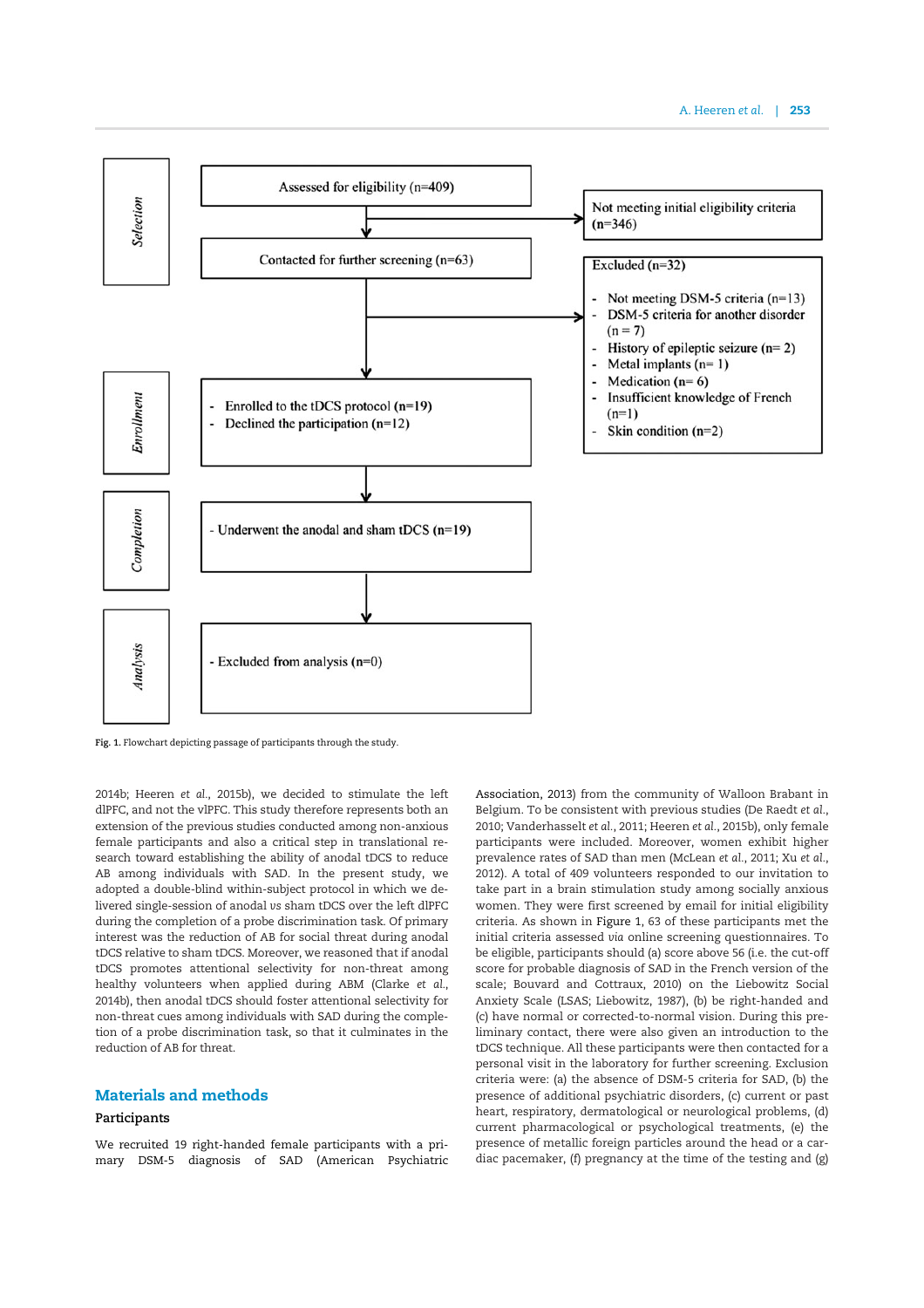Selection

Assessed for eligibility (n=409)

Not meeting initial eligibility criteria (n=346)

Contacted for further screening (n=63)

Excluded (n=32)

- Not meeting DSM-5 criteria (n=13)
- DSM-5 criteria for another disorder (n = 7)
- History of epileptic seizure (n= 2)
- Metal implants (n= 1)
- Medication (n= 6)
- Insufficient knowledge of French (n=1)
- Skin condition (n=2)

Enrollment

- Enrolled to the tDCS protocol (n=19)
- Declined the participation (n=12)

Completion

- Underwent the anodal and sham tDCS (n=19)

Analysis

- Excluded from analysis (n=0)

**Fig. 1.** Flowchart depicting passage of participants through the study.

2014b; Heeren *et al.*, 2015b), we decided to stimulate the left dlPFC, and not the vlPFC. This study therefore represents both an extension of the previous studies conducted among non-anxious female participants and also a critical step in translational research toward establishing the ability of anodal tDCS to reduce AB among individuals with SAD. In the present study, we adopted a double-blind within-subject protocol in which we delivered single-session of anodal *vs* sham tDCS over the left dlPFC during the completion of a probe discrimination task. Of primary interest was the reduction of AB for social threat during anodal tDCS relative to sham tDCS. Moreover, we reasoned that if anodal tDCS promotes attentional selectivity for non-threat among healthy volunteers when applied during ABM (Clarke *et al.*, 2014b), then anodal tDCS should foster attentional selectivity for non-threat cues among individuals with SAD during the completion of a probe discrimination task, so that it culminates in the reduction of AB for threat.

## Materials and methods

### Participants

We recruited 19 right-handed female participants with a primary DSM-5 diagnosis of SAD (American Psychiatric Association, 2013) from the community of Walloon Brabant in Belgium. To be consistent with previous studies (De Raedt *et al.*, 2010; Vanderhasselt *et al.*, 2011; Heeren *et al.*, 2015b), only female participants were included. Moreover, women exhibit higher prevalence rates of SAD than men (McLean *et al.*, 2011; Xu *et al.*, 2012). A total of 409 volunteers responded to our invitation to take part in a brain stimulation study among socially anxious women. They were first screened by email for initial eligibility criteria. As shown in Figure 1, 63 of these participants met the initial criteria assessed *via* online screening questionnaires. To be eligible, participants should (a) score above 56 (i.e. the cut-off score for probable diagnosis of SAD in the French version of the scale; Bouvard and Cottraux, 2010) on the Liebowitz Social Anxiety Scale (LSAS; Liebowitz, 1987), (b) be right-handed and (c) have normal or corrected-to-normal vision. During this preliminary contact, there were also given an introduction to the tDCS technique. All these participants were then contacted for a personal visit in the laboratory for further screening. Exclusion criteria were: (a) the absence of DSM-5 criteria for SAD, (b) the presence of additional psychiatric disorders, (c) current or past heart, respiratory, dermatological or neurological problems, (d) current pharmacological or psychological treatments, (e) the presence of metallic foreign particles around the head or a cardiac pacemaker, (f) pregnancy at the time of the testing and (g)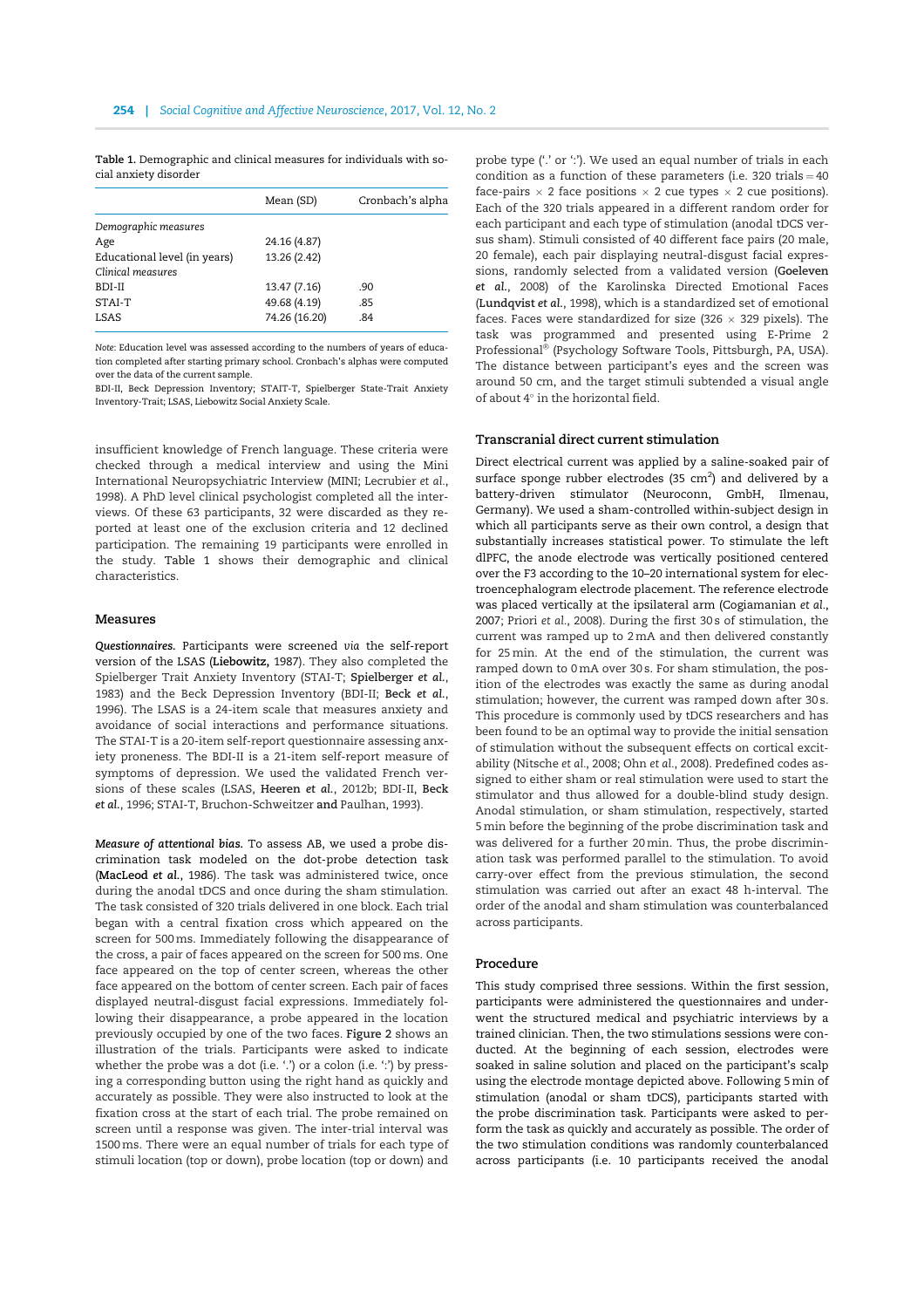Table 1. Demographic and clinical measures for individuals with social anxiety disorder

| | Mean (SD) | Cronbach's alpha |
|---|---|---|
| *Demographic measures* | | |
| Age | 24.16 (4.87) | |
| Educational level (in years) | 13.26 (2.42) | |
| *Clinical measures* | | |
| BDI-II | 13.47 (7.16) | .90 |
| STAI-T | 49.68 (4.19) | .85 |
| LSAS | 74.26 (16.20) | .84 |

*Note*: Education level was assessed according to the numbers of years of education completed after starting primary school. Cronbach's alphas were computed over the data of the current sample.

BDI-II, Beck Depression Inventory; STAIT-T, Spielberger State-Trait Anxiety Inventory-Trait; LSAS, Liebowitz Social Anxiety Scale.

insufficient knowledge of French language. These criteria were checked through a medical interview and using the Mini International Neuropsychiatric Interview (MINI; Lecrubier *et al.*, 1998). A PhD level clinical psychologist completed all the interviews. Of these 63 participants, 32 were discarded as they reported at least one of the exclusion criteria and 12 declined participation. The remaining 19 participants were enrolled in the study. Table 1 shows their demographic and clinical characteristics.

## Measures

***Questionnaires.*** Participants were screened *via* the self-report version of the LSAS (**Liebowitz,** 1987). They also completed the Spielberger Trait Anxiety Inventory (STAI-T; **Spielberger** *et al.*, 1983) and the Beck Depression Inventory (BDI-II; **Beck** *et al.*, 1996). The LSAS is a 24-item scale that measures anxiety and avoidance of social interactions and performance situations. The STAI-T is a 20-item self-report questionnaire assessing anxiety proneness. The BDI-II is a 21-item self-report measure of symptoms of depression. We used the validated French versions of these scales (LSAS, **Heeren** *et al.*, 2012b; BDI-II, **Beck** *et al.*, 1996; STAI-T, Bruchon-Schweitzer **and** Paulhan, 1993).

***Measure of attentional bias.*** To assess AB, we used a probe discrimination task modeled on the dot-probe detection task (**MacLeod** *et al.*, 1986). The task was administered twice, once during the anodal tDCS and once during the sham stimulation. The task consisted of 320 trials delivered in one block. Each trial began with a central fixation cross which appeared on the screen for 500 ms. Immediately following the disappearance of the cross, a pair of faces appeared on the screen for 500 ms. One face appeared on the top of center screen, whereas the other face appeared on the bottom of center screen. Each pair of faces displayed neutral-disgust facial expressions. Immediately following their disappearance, a probe appeared in the location previously occupied by one of the two faces. Figure 2 shows an illustration of the trials. Participants were asked to indicate whether the probe was a dot (i.e. '.') or a colon (i.e. ':') by pressing a corresponding button using the right hand as quickly and accurately as possible. They were also instructed to look at the fixation cross at the start of each trial. The probe remained on screen until a response was given. The inter-trial interval was 1500 ms. There were an equal number of trials for each type of stimuli location (top or down), probe location (top or down) and probe type ('.' or ':'). We used an equal number of trials in each condition as a function of these parameters (i.e. 320 trials = 40 face-pairs × 2 face positions × 2 cue types × 2 cue positions). Each of the 320 trials appeared in a different random order for each participant and each type of stimulation (anodal tDCS versus sham). Stimuli consisted of 40 different face pairs (20 male, 20 female), each pair displaying neutral-disgust facial expressions, randomly selected from a validated version (**Goeleven** *et al.*, 2008) of the Karolinska Directed Emotional Faces (**Lundqvist** *et al.*, 1998), which is a standardized set of emotional faces. Faces were standardized for size (326 × 329 pixels). The task was programmed and presented using E-Prime 2 Professional® (Psychology Software Tools, Pittsburgh, PA, USA). The distance between participant's eyes and the screen was around 50 cm, and the target stimuli subtended a visual angle of about 4° in the horizontal field.

## Transcranial direct current stimulation

Direct electrical current was applied by a saline-soaked pair of surface sponge rubber electrodes (35 cm$^2$) and delivered by a battery-driven stimulator (Neuroconn, GmbH, Ilmenau, Germany). We used a sham-controlled within-subject design in which all participants serve as their own control, a design that substantially increases statistical power. To stimulate the left dlPFC, the anode electrode was vertically positioned centered over the F3 according to the 10–20 international system for electroencephalogram electrode placement. The reference electrode was placed vertically at the ipsilateral arm (Cogiamanian *et al.*, 2007; Priori *et al.*, 2008). During the first 30 s of stimulation, the current was ramped up to 2 mA and then delivered constantly for 25 min. At the end of the stimulation, the current was ramped down to 0 mA over 30 s. For sham stimulation, the position of the electrodes was exactly the same as during anodal stimulation; however, the current was ramped down after 30 s. This procedure is commonly used by tDCS researchers and has been found to be an optimal way to provide the initial sensation of stimulation without the subsequent effects on cortical excitability (Nitsche *et al.*, 2008; Ohn *et al.*, 2008). Predefined codes assigned to either sham or real stimulation were used to start the stimulator and thus allowed for a double-blind study design. Anodal stimulation, or sham stimulation, respectively, started 5 min before the beginning of the probe discrimination task and was delivered for a further 20 min. Thus, the probe discrimination task was performed parallel to the stimulation. To avoid carry-over effect from the previous stimulation, the second stimulation was carried out after an exact 48 h-interval. The order of the anodal and sham stimulation was counterbalanced across participants.

## Procedure

This study comprised three sessions. Within the first session, participants were administered the questionnaires and underwent the structured medical and psychiatric interviews by a trained clinician. Then, the two stimulations sessions were conducted. At the beginning of each session, electrodes were soaked in saline solution and placed on the participant's scalp using the electrode montage depicted above. Following 5 min of stimulation (anodal or sham tDCS), participants started with the probe discrimination task. Participants were asked to perform the task as quickly and accurately as possible. The order of the two stimulation conditions was randomly counterbalanced across participants (i.e. 10 participants received the anodal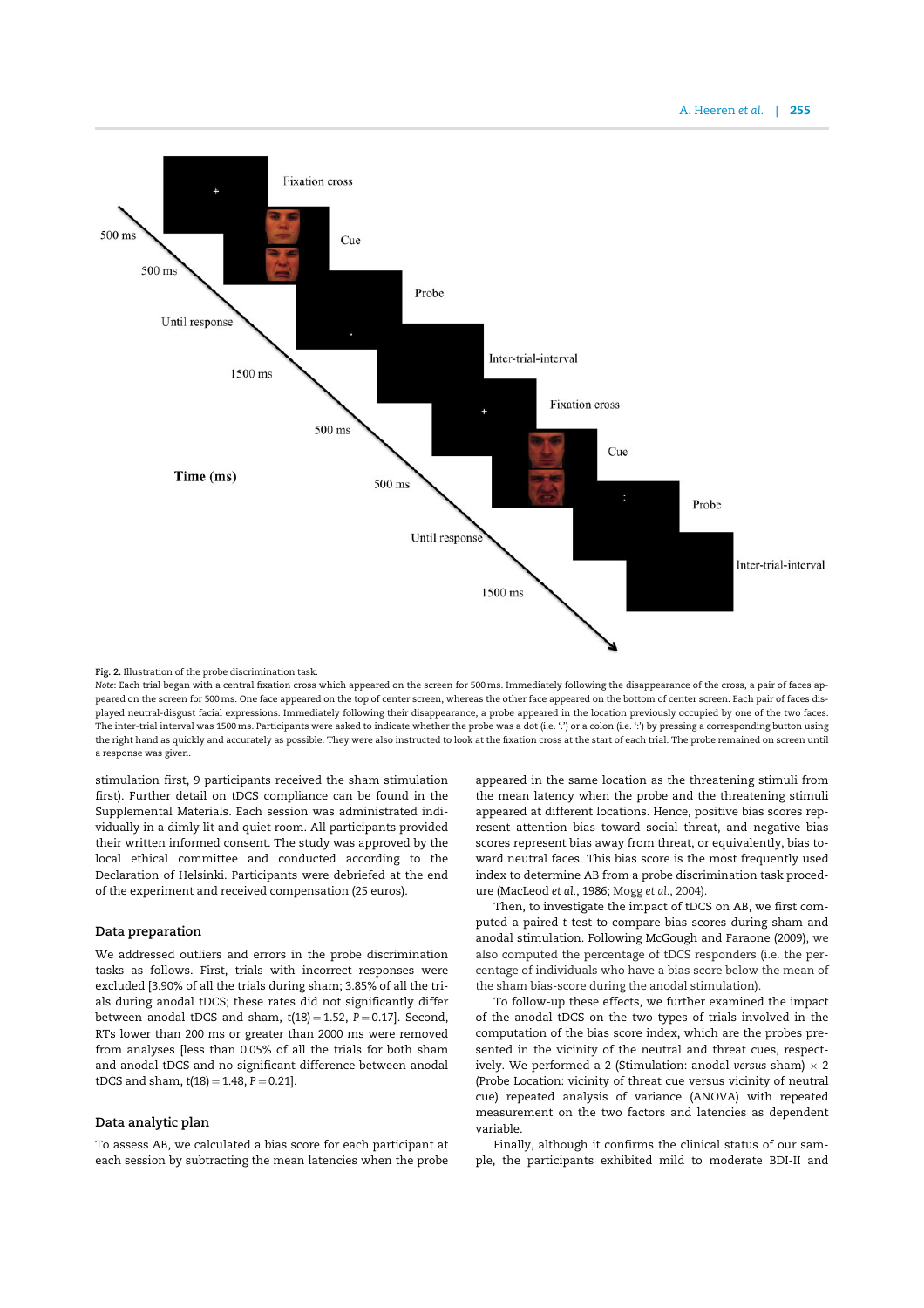Fig. 2. Illustration of the probe discrimination task.

*Note:* Each trial began with a central fixation cross which appeared on the screen for 500 ms. Immediately following the disappearance of the cross, a pair of faces appeared on the screen for 500 ms. One face appeared on the top of center screen, whereas the other face appeared on the bottom of center screen. Each pair of faces displayed neutral-disgust facial expressions. Immediately following their disappearance, a probe appeared in the location previously occupied by one of the two faces. The inter-trial interval was 1500 ms. Participants were asked to indicate whether the probe was a dot (i.e. '.') or a colon (i.e. ':') by pressing a corresponding button using the right hand as quickly and accurately as possible. They were also instructed to look at the fixation cross at the start of each trial. The probe remained on screen until a response was given.

stimulation first, 9 participants received the sham stimulation first). Further detail on tDCS compliance can be found in the Supplemental Materials. Each session was administrated individually in a dimly lit and quiet room. All participants provided their written informed consent. The study was approved by the local ethical committee and conducted according to the Declaration of Helsinki. Participants were debriefed at the end of the experiment and received compensation (25 euros).

## Data preparation

We addressed outliers and errors in the probe discrimination tasks as follows. First, trials with incorrect responses were excluded [3.90% of all the trials during sham; 3.85% of all the trials during anodal tDCS; these rates did not significantly differ between anodal tDCS and sham, $t(18) = 1.52$, $P = 0.17$]. Second, RTs lower than 200 ms or greater than 2000 ms were removed from analyses [less than 0.05% of all the trials for both sham and anodal tDCS and no significant difference between anodal tDCS and sham, $t(18) = 1.48$, $P = 0.21$].

## Data analytic plan

To assess AB, we calculated a bias score for each participant at each session by subtracting the mean latencies when the probe appeared in the same location as the threatening stimuli from the mean latency when the probe and the threatening stimuli appeared at different locations. Hence, positive bias scores represent attention bias toward social threat, and negative bias scores represent bias away from threat, or equivalently, bias toward neutral faces. This bias score is the most frequently used index to determine AB from a probe discrimination task procedure (MacLeod *et al.*, 1986; Mogg *et al.*, 2004).

Then, to investigate the impact of tDCS on AB, we first computed a paired t-test to compare bias scores during sham and anodal stimulation. Following McGough and Faraone (2009), we also computed the percentage of tDCS responders (i.e. the percentage of individuals who have a bias score below the mean of the sham bias-score during the anodal stimulation).

To follow-up these effects, we further examined the impact of the anodal tDCS on the two types of trials involved in the computation of the bias score index, which are the probes presented in the vicinity of the neutral and threat cues, respectively. We performed a 2 (Stimulation: anodal *versus* sham) × 2 (Probe Location: vicinity of threat cue versus vicinity of neutral cue) repeated analysis of variance (ANOVA) with repeated measurement on the two factors and latencies as dependent variable.

Finally, although it confirms the clinical status of our sample, the participants exhibited mild to moderate BDI-II and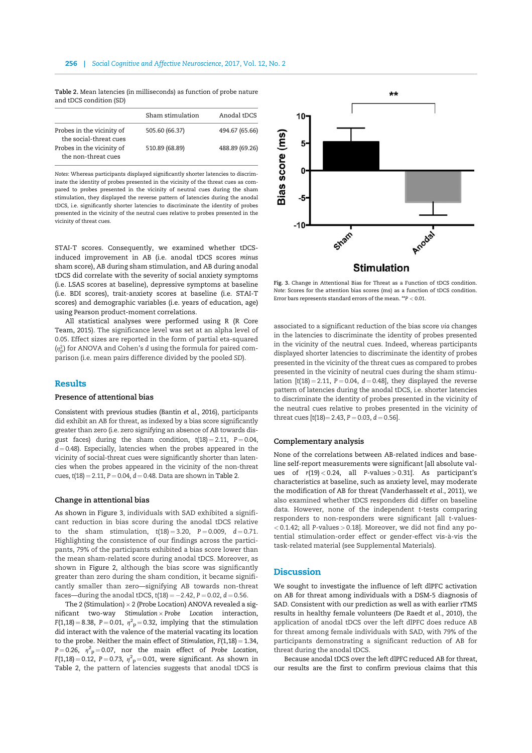Table 2. Mean latencies (in milliseconds) as function of probe nature and tDCS condition (SD)

| | Sham stimulation | Anodal tDCS |
|---|---|---|
| Probes in the vicinity of the social-threat cues | 505.60 (66.37) | 494.67 (65.66) |
| Probes in the vicinity of the non-threat cues | 510.89 (68.89) | 488.89 (69.26) |

*Notes*: Whereas participants displayed significantly shorter latencies to discriminate the identity of probes presented in the vicinity of the threat cues as compared to probes presented in the vicinity of neutral cues during the sham stimulation, they displayed the reverse pattern of latencies during the anodal tDCS, i.e. significantly shorter latencies to discriminate the identity of probes presented in the vicinity of the neutral cues relative to probes presented in the vicinity of threat cues.

STAI-T scores. Consequently, we examined whether tDCS-induced improvement in AB (i.e. anodal tDCS scores *minus* sham score), AB during sham stimulation, and AB during anodal tDCS did correlate with the severity of social anxiety symptoms (i.e. LSAS scores at baseline), depressive symptoms at baseline (i.e. BDI scores), trait-anxiety scores at baseline (i.e. STAI-T scores) and demographic variables (i.e. years of education, age) using Pearson product-moment correlations.

All statistical analyses were performed using R (R Core Team, 2015). The significance level was set at an alpha level of 0.05. Effect sizes are reported in the form of partial eta-squared ($\eta^2_p$) for ANOVA and Cohen's *d* using the formula for paired comparison (i.e. mean pairs difference divided by the pooled SD).

## Results

### Presence of attentional bias

Consistent with previous studies (Bantin *et al.*, 2016), participants did exhibit an AB for threat, as indexed by a bias score significantly greater than zero (i.e. zero signifying an absence of AB towards disgust faces) during the sham condition, $t(18) = 2.11$, $P = 0.04$, $d = 0.48$). Especially, latencies when the probes appeared in the vicinity of social-threat cues were significantly shorter than latencies when the probes appeared in the vicinity of the non-threat cues, $t(18) = 2.11$, $P = 0.04$, $d = 0.48$. Data are shown in Table 2.

### Change in attentional bias

As shown in Figure 3, individuals with SAD exhibited a significant reduction in bias score during the anodal tDCS relative to the sham stimulation, $t(18) = 3.20$, $P = 0.009$, $d = 0.71$. Highlighting the consistence of our findings across the participants, 79% of the participants exhibited a bias score lower than the mean sham-related score during anodal tDCS. Moreover, as shown in Figure 2, although the bias score was significantly greater than zero during the sham condition, it became significantly smaller than zero—signifying AB towards non-threat faces—during the anodal tDCS, $t(18) = -2.42$, $P = 0.02$, $d = 0.56$.

The 2 (Stimulation) × 2 (Probe Location) ANOVA revealed a significant two-way *Stimulation* × *Probe Location* interaction, $F(1,18) = 8.38$, $P = 0.01$, $\eta^2_p = 0.32$, implying that the stimulation did interact with the valence of the material vacating its location to the probe. Neither the main effect of *Stimulation*, $F(1,18) = 1.34$, $P = 0.26$, $\eta^2_p = 0.07$, nor the main effect of *Probe Location*, $F(1,18) = 0.12$, $P = 0.73$, $\eta^2_p = 0.01$, were significant. As shown in Table 2, the pattern of latencies suggests that anodal tDCS is associated to a significant reduction of the bias score *via* changes in the latencies to discriminate the identity of probes presented in the vicinity of the neutral cues. Indeed, whereas participants displayed shorter latencies to discriminate the identity of probes presented in the vicinity of the threat cues as compared to probes presented in the vicinity of neutral cues during the sham stimulation [$t(18) = 2.11$, $P = 0.04$, $d = 0.48$], they displayed the reverse pattern of latencies during the anodal tDCS, i.e. shorter latencies to discriminate the identity of probes presented in the vicinity of the neutral cues relative to probes presented in the vicinity of threat cues [$t(18) = 2.43$, $P = 0.03$, $d = 0.56$].

Fig. 3. Change in Attentional Bias for Threat as a Function of tDCS condition. *Note*: Scores for the attention bias scores (ms) as a function of tDCS condition. Error bars represents standard errors of the mean. **$P < 0.01$.

### Complementary analysis

None of the correlations between AB-related indices and baseline self-report measurements were significant [all absolute values of $r(19) < 0.24$, all $P$-values $> 0.31$]. As participant's characteristics at baseline, such as anxiety level, may moderate the modification of AB for threat (Vanderhasselt *et al.*, 2011), we also examined whether tDCS responders did differ on baseline data. However, none of the independent *t*-tests comparing responders to non-responders were significant [all *t*-values $< 0.142$; all $P$-values $> 0.18$]. Moreover, we did not find any potential stimulation-order effect or gender-effect vis-à-vis the task-related material (see Supplemental Materials).

## Discussion

We sought to investigate the influence of left dlPFC activation on AB for threat among individuals with a DSM-5 diagnosis of SAD. Consistent with our prediction as well as with earlier rTMS results in healthy female volunteers (De Raedt *et al.*, 2010), the application of anodal tDCS over the left dlPFC does reduce AB for threat among female individuals with SAD, with 79% of the participants demonstrating a significant reduction of AB for threat during the anodal tDCS.

Because anodal tDCS over the left dlPFC reduced AB for threat, our results are the first to confirm previous claims that this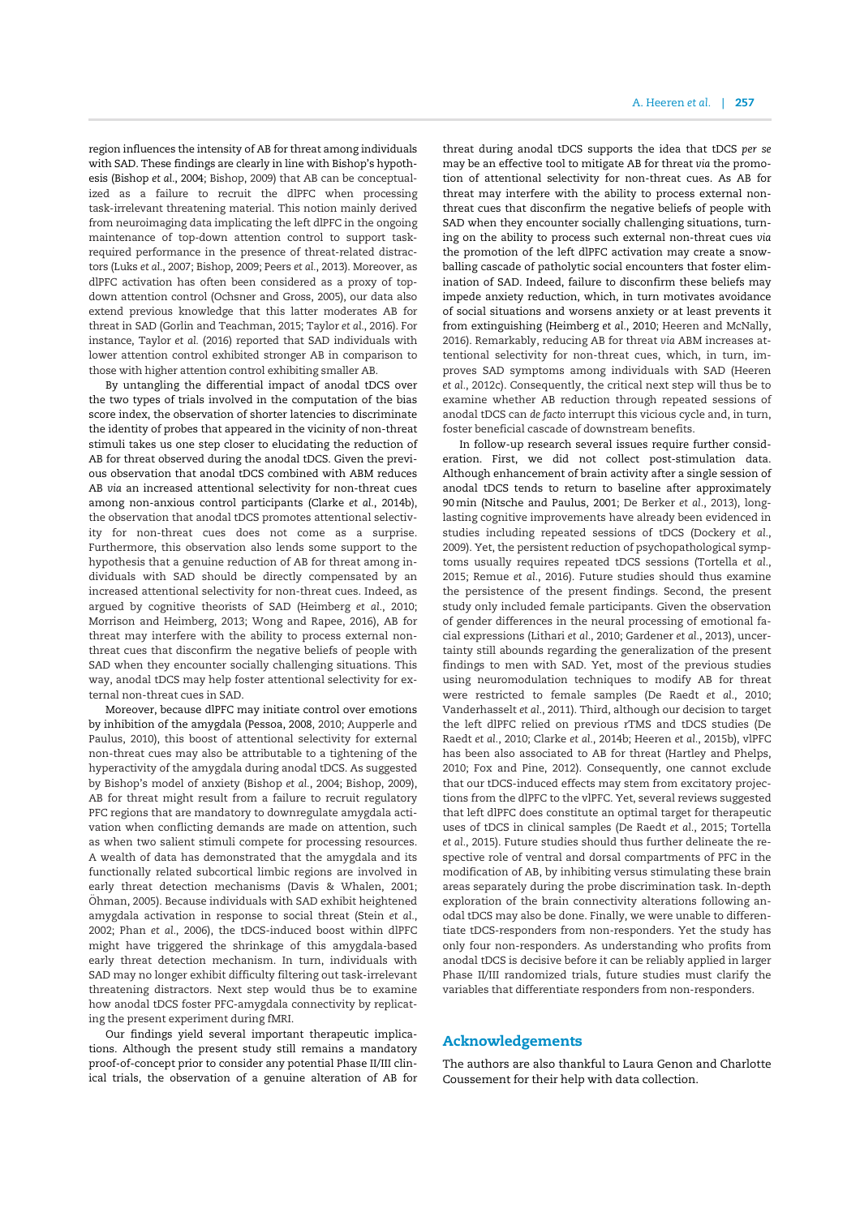region influences the intensity of AB for threat among individuals with SAD. These findings are clearly in line with Bishop's hypothesis (Bishop *et al.*, 2004; Bishop, 2009) that AB can be conceptualized as a failure to recruit the dlPFC when processing task-irrelevant threatening material. This notion mainly derived from neuroimaging data implicating the left dlPFC in the ongoing maintenance of top-down attention control to support task-required performance in the presence of threat-related distractors (Luks *et al.*, 2007; Bishop, 2009; Peers *et al.*, 2013). Moreover, as dlPFC activation has often been considered as a proxy of top-down attention control (Ochsner and Gross, 2005), our data also extend previous knowledge that this latter moderates AB for threat in SAD (Gorlin and Teachman, 2015; Taylor *et al.*, 2016). For instance, Taylor *et al.* (2016) reported that SAD individuals with lower attention control exhibited stronger AB in comparison to those with higher attention control exhibiting smaller AB.

By untangling the differential impact of anodal tDCS over the two types of trials involved in the computation of the bias score index, the observation of shorter latencies to discriminate the identity of probes that appeared in the vicinity of non-threat stimuli takes us one step closer to elucidating the reduction of AB for threat observed during the anodal tDCS. Given the previous observation that anodal tDCS combined with ABM reduces AB *via* an increased attentional selectivity for non-threat cues among non-anxious control participants (Clarke *et al.*, 2014b), the observation that anodal tDCS promotes attentional selectivity for non-threat cues does not come as a surprise. Furthermore, this observation also lends some support to the hypothesis that a genuine reduction of AB for threat among individuals with SAD should be directly compensated by an increased attentional selectivity for non-threat cues. Indeed, as argued by cognitive theorists of SAD (Heimberg *et al.*, 2010; Morrison and Heimberg, 2013; Wong and Rapee, 2016), AB for threat may interfere with the ability to process external non-threat cues that disconfirm the negative beliefs of people with SAD when they encounter socially challenging situations. This way, anodal tDCS may help foster attentional selectivity for external non-threat cues in SAD.

Moreover, because dlPFC may initiate control over emotions by inhibition of the amygdala (Pessoa, 2008, 2010; Aupperle and Paulus, 2010), this boost of attentional selectivity for external non-threat cues may also be attributable to a tightening of the hyperactivity of the amygdala during anodal tDCS. As suggested by Bishop's model of anxiety (Bishop *et al.*, 2004; Bishop, 2009), AB for threat might result from a failure to recruit regulatory PFC regions that are mandatory to downregulate amygdala activation when conflicting demands are made on attention, such as when two salient stimuli compete for processing resources. A wealth of data has demonstrated that the amygdala and its functionally related subcortical limbic regions are involved in early threat detection mechanisms (Davis & Whalen, 2001; Öhman, 2005). Because individuals with SAD exhibit heightened amygdala activation in response to social threat (Stein *et al.*, 2002; Phan *et al.*, 2006), the tDCS-induced boost within dlPFC might have triggered the shrinkage of this amygdala-based early threat detection mechanism. In turn, individuals with SAD may no longer exhibit difficulty filtering out task-irrelevant threatening distractors. Next step would thus be to examine how anodal tDCS foster PFC-amygdala connectivity by replicating the present experiment during fMRI.

Our findings yield several important therapeutic implications. Although the present study still remains a mandatory proof-of-concept prior to consider any potential Phase II/III clinical trials, the observation of a genuine alteration of AB for threat during anodal tDCS supports the idea that tDCS *per se* may be an effective tool to mitigate AB for threat *via* the promotion of attentional selectivity for non-threat cues. As AB for threat may interfere with the ability to process external non-threat cues that disconfirm the negative beliefs of people with SAD when they encounter socially challenging situations, turning on the ability to process such external non-threat cues *via* the promotion of the left dlPFC activation may create a snowballing cascade of patholytic social encounters that foster elimination of SAD. Indeed, failure to disconfirm these beliefs may impede anxiety reduction, which, in turn motivates avoidance of social situations and worsens anxiety or at least prevents it from extinguishing (Heimberg *et al.*, 2010; Heeren and McNally, 2016). Remarkably, reducing AB for threat *via* ABM increases attentional selectivity for non-threat cues, which, in turn, improves SAD symptoms among individuals with SAD (Heeren *et al.*, 2012c). Consequently, the critical next step will thus be to examine whether AB reduction through repeated sessions of anodal tDCS can *de facto* interrupt this vicious cycle and, in turn, foster beneficial cascade of downstream benefits.

In follow-up research several issues require further consideration. First, we did not collect post-stimulation data. Although enhancement of brain activity after a single session of anodal tDCS tends to return to baseline after approximately 90 min (Nitsche and Paulus, 2001; De Berker *et al.*, 2013), long-lasting cognitive improvements have already been evidenced in studies including repeated sessions of tDCS (Dockery *et al.*, 2009). Yet, the persistent reduction of psychopathological symptoms usually requires repeated tDCS sessions (Tortella *et al.*, 2015; Remue *et al.*, 2016). Future studies should thus examine the persistence of the present findings. Second, the present study only included female participants. Given the observation of gender differences in the neural processing of emotional facial expressions (Lithari *et al.*, 2010; Gardener *et al.*, 2013), uncertainty still abounds regarding the generalization of the present findings to men with SAD. Yet, most of the previous studies using neuromodulation techniques to modify AB for threat were restricted to female samples (De Raedt *et al.*, 2010; Vanderhasselt *et al.*, 2011). Third, although our decision to target the left dlPFC relied on previous rTMS and tDCS studies (De Raedt *et al.*, 2010; Clarke *et al.*, 2014b; Heeren *et al.*, 2015b), vlPFC has been also associated to AB for threat (Hartley and Phelps, 2010; Fox and Pine, 2012). Consequently, one cannot exclude that our tDCS-induced effects may stem from excitatory projections from the dlPFC to the vlPFC. Yet, several reviews suggested that left dlPFC does constitute an optimal target for therapeutic uses of tDCS in clinical samples (De Raedt *et al.*, 2015; Tortella *et al.*, 2015). Future studies should thus further delineate the respective role of ventral and dorsal compartments of PFC in the modification of AB, by inhibiting versus stimulating these brain areas separately during the probe discrimination task. In-depth exploration of the brain connectivity alterations following anodal tDCS may also be done. Finally, we were unable to differentiate tDCS-responders from non-responders. Yet the study has only four non-responders. As understanding who profits from anodal tDCS is decisive before it can be reliably applied in larger Phase II/III randomized trials, future studies must clarify the variables that differentiate responders from non-responders.

## Acknowledgements

The authors are also thankful to Laura Genon and Charlotte Coussement for their help with data collection.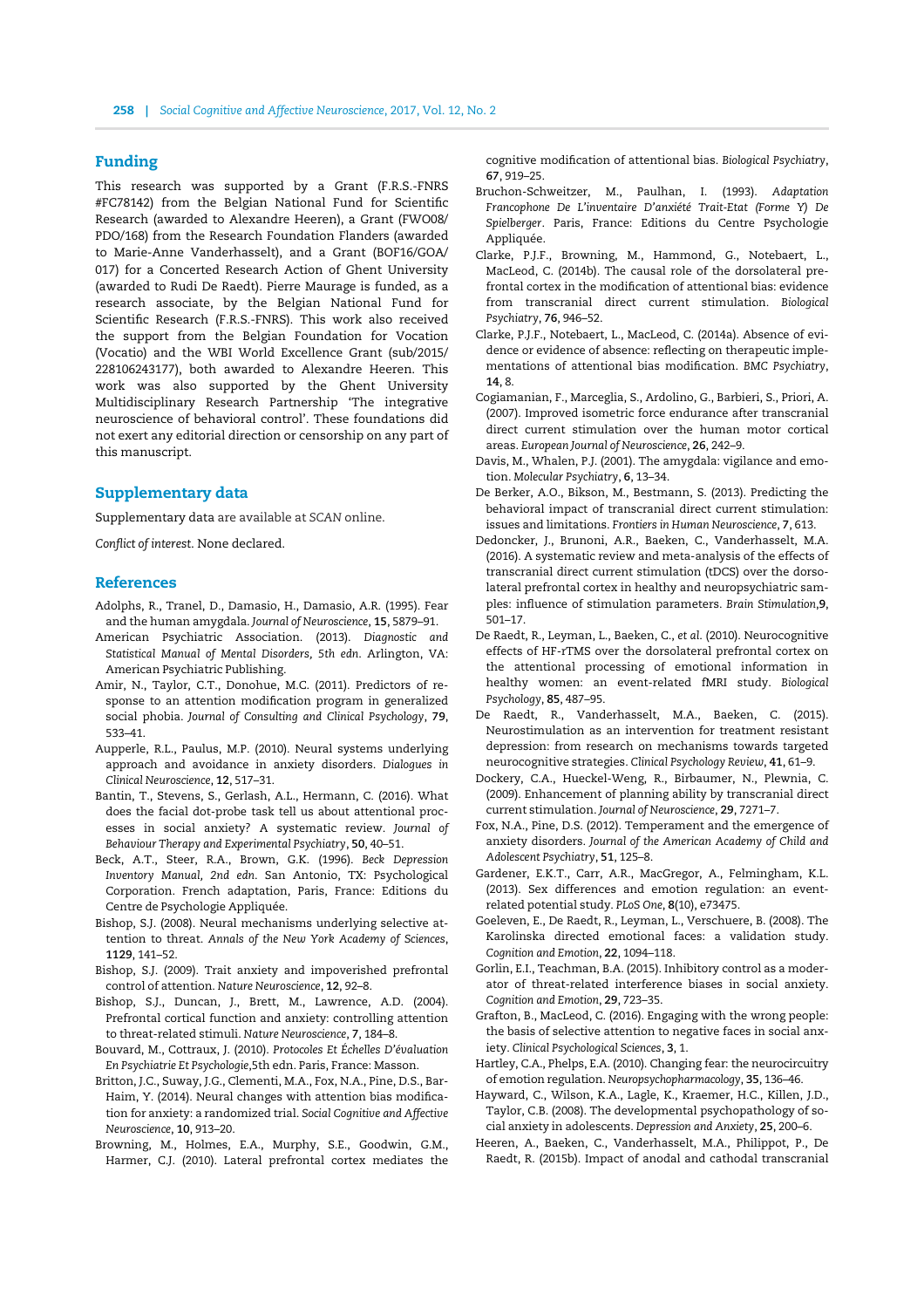## Funding

This research was supported by a Grant (F.R.S.-FNRS #FC78142) from the Belgian National Fund for Scientific Research (awarded to Alexandre Heeren), a Grant (FWO08/PDO/168) from the Research Foundation Flanders (awarded to Marie-Anne Vanderhasselt), and a Grant (BOF16/GOA/017) for a Concerted Research Action of Ghent University (awarded to Rudi De Raedt). Pierre Maurage is funded, as a research associate, by the Belgian National Fund for Scientific Research (F.R.S.-FNRS). This work also received the support from the Belgian Foundation for Vocation (Vocatio) and the WBI World Excellence Grant (sub/2015/228106243177), both awarded to Alexandre Heeren. This work was also supported by the Ghent University Multidisciplinary Research Partnership 'The integrative neuroscience of behavioral control'. These foundations did not exert any editorial direction or censorship on any part of this manuscript.

## Supplementary data

Supplementary data are available at *SCAN* online.

*Conflict of interest*. None declared.

## References

Adolphs, R., Tranel, D., Damasio, H., Damasio, A.R. (1995). Fear and the human amygdala. *Journal of Neuroscience*, **15**, 5879–91.

American Psychiatric Association. (2013). *Diagnostic and Statistical Manual of Mental Disorders, 5th edn*. Arlington, VA: American Psychiatric Publishing.

Amir, N., Taylor, C.T., Donohue, M.C. (2011). Predictors of response to an attention modification program in generalized social phobia. *Journal of Consulting and Clinical Psychology*, **79**, 533–41.

Aupperle, R.L., Paulus, M.P. (2010). Neural systems underlying approach and avoidance in anxiety disorders. *Dialogues in Clinical Neuroscience*, **12**, 517–31.

Bantin, T., Stevens, S., Gerlash, A.L., Hermann, C. (2016). What does the facial dot-probe task tell us about attentional processes in social anxiety? A systematic review. *Journal of Behaviour Therapy and Experimental Psychiatry*, **50**, 40–51.

Beck, A.T., Steer, R.A., Brown, G.K. (1996). *Beck Depression Inventory Manual, 2nd edn*. San Antonio, TX: Psychological Corporation. French adaptation, Paris, France: Editions du Centre de Psychologie Appliquée.

Bishop, S.J. (2008). Neural mechanisms underlying selective attention to threat. *Annals of the New York Academy of Sciences*, **1129**, 141–52.

Bishop, S.J. (2009). Trait anxiety and impoverished prefrontal control of attention. *Nature Neuroscience*, **12**, 92–8.

Bishop, S.J., Duncan, J., Brett, M., Lawrence, A.D. (2004). Prefrontal cortical function and anxiety: controlling attention to threat-related stimuli. *Nature Neuroscience*, **7**, 184–8.

Bouvard, M., Cottraux, J. (2010). *Protocoles Et Échelles D'évaluation En Psychiatrie Et Psychologie*,5th edn. Paris, France: Masson.

Britton, J.C., Suway, J.G., Clementi, M.A., Fox, N.A., Pine, D.S., Bar-Haim, Y. (2014). Neural changes with attention bias modification for anxiety: a randomized trial. *Social Cognitive and Affective Neuroscience*, **10**, 913–20.

Browning, M., Holmes, E.A., Murphy, S.E., Goodwin, G.M., Harmer, C.J. (2010). Lateral prefrontal cortex mediates the cognitive modification of attentional bias. *Biological Psychiatry*, **67**, 919–25.

Bruchon-Schweitzer, M., Paulhan, I. (1993). *Adaptation Francophone De L'inventaire D'anxiété Trait-Etat (Forme Y) De Spielberger*. Paris, France: Editions du Centre Psychologie Appliquée.

Clarke, P.J.F., Browning, M., Hammond, G., Notebaert, L., MacLeod, C. (2014b). The causal role of the dorsolateral prefrontal cortex in the modification of attentional bias: evidence from transcranial direct current stimulation. *Biological Psychiatry*, **76**, 946–52.

Clarke, P.J.F., Notebaert, L., MacLeod, C. (2014a). Absence of evidence or evidence of absence: reflecting on therapeutic implementations of attentional bias modification. *BMC Psychiatry*, **14**, 8.

Cogiamanian, F., Marceglia, S., Ardolino, G., Barbieri, S., Priori, A. (2007). Improved isometric force endurance after transcranial direct current stimulation over the human motor cortical areas. *European Journal of Neuroscience*, **26**, 242–9.

Davis, M., Whalen, P.J. (2001). The amygdala: vigilance and emotion. *Molecular Psychiatry*, **6**, 13–34.

De Berker, A.O., Bikson, M., Bestmann, S. (2013). Predicting the behavioral impact of transcranial direct current stimulation: issues and limitations. *Frontiers in Human Neuroscience*, **7**, 613.

Dedoncker, J., Brunoni, A.R., Baeken, C., Vanderhasselt, M.A. (2016). A systematic review and meta-analysis of the effects of transcranial direct current stimulation (tDCS) over the dorsolateral prefrontal cortex in healthy and neuropsychiatric samples: influence of stimulation parameters. *Brain Stimulation*,**9**, 501–17.

De Raedt, R., Leyman, L., Baeken, C., *et al.* (2010). Neurocognitive effects of HF-rTMS over the dorsolateral prefrontal cortex on the attentional processing of emotional information in healthy women: an event-related fMRI study. *Biological Psychology*, **85**, 487–95.

De Raedt, R., Vanderhasselt, M.A., Baeken, C. (2015). Neurostimulation as an intervention for treatment resistant depression: from research on mechanisms towards targeted neurocognitive strategies. *Clinical Psychology Review*, **41**, 61–9.

Dockery, C.A., Hueckel-Weng, R., Birbaumer, N., Plewnia, C. (2009). Enhancement of planning ability by transcranial direct current stimulation. *Journal of Neuroscience*, **29**, 7271–7.

Fox, N.A., Pine, D.S. (2012). Temperament and the emergence of anxiety disorders. *Journal of the American Academy of Child and Adolescent Psychiatry*, **51**, 125–8.

Gardener, E.K.T., Carr, A.R., MacGregor, A., Felmingham, K.L. (2013). Sex differences and emotion regulation: an event-related potential study. *PLoS One*, **8**(10), e73475.

Goeleven, E., De Raedt, R., Leyman, L., Verschuere, B. (2008). The Karolinska directed emotional faces: a validation study. *Cognition and Emotion*, **22**, 1094–118.

Gorlin, E.I., Teachman, B.A. (2015). Inhibitory control as a moderator of threat-related interference biases in social anxiety. *Cognition and Emotion*, **29**, 723–35.

Grafton, B., MacLeod, C. (2016). Engaging with the wrong people: the basis of selective attention to negative faces in social anxiety. *Clinical Psychological Sciences*, **3**, 1.

Hartley, C.A., Phelps, E.A. (2010). Changing fear: the neurocircuitry of emotion regulation. *Neuropsychopharmacology*, **35**, 136–46.

Hayward, C., Wilson, K.A., Lagle, K., Kraemer, H.C., Killen, J.D., Taylor, C.B. (2008). The developmental psychopathology of social anxiety in adolescents. *Depression and Anxiety*, **25**, 200–6.

Heeren, A., Baeken, C., Vanderhasselt, M.A., Philippot, P., De Raedt, R. (2015b). Impact of anodal and cathodal transcranial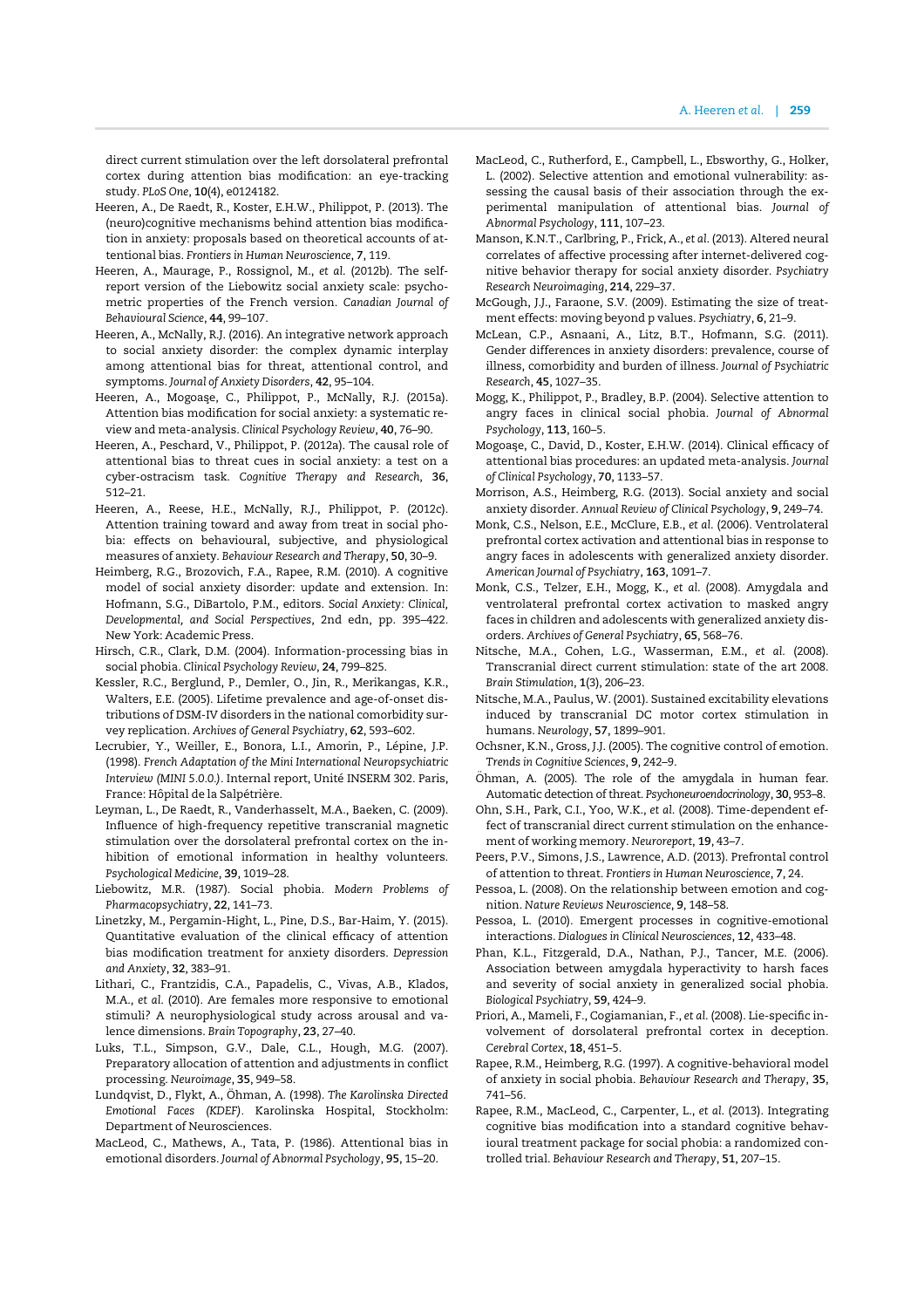direct current stimulation over the left dorsolateral prefrontal cortex during attention bias modification: an eye-tracking study. *PLoS One*, **10**(4), e0124182.

Heeren, A., De Raedt, R., Koster, E.H.W., Philippot, P. (2013). The (neuro)cognitive mechanisms behind attention bias modification in anxiety: proposals based on theoretical accounts of attentional bias. *Frontiers in Human Neuroscience*, **7**, 119.

Heeren, A., Maurage, P., Rossignol, M., *et al.* (2012b). The self-report version of the Liebowitz social anxiety scale: psychometric properties of the French version. *Canadian Journal of Behavioural Science*, **44**, 99–107.

Heeren, A., McNally, R.J. (2016). An integrative network approach to social anxiety disorder: the complex dynamic interplay among attentional bias for threat, attentional control, and symptoms. *Journal of Anxiety Disorders*, **42**, 95–104.

Heeren, A., Mogoașe, C., Philippot, P., McNally, R.J. (2015a). Attention bias modification for social anxiety: a systematic review and meta-analysis. *Clinical Psychology Review*, **40**, 76–90.

Heeren, A., Peschard, V., Philippot, P. (2012a). The causal role of attentional bias to threat cues in social anxiety: a test on a cyber-ostracism task. *Cognitive Therapy and Research*, **36**, 512–21.

Heeren, A., Reese, H.E., McNally, R.J., Philippot, P. (2012c). Attention training toward and away from treat in social phobia: effects on behavioural, subjective, and physiological measures of anxiety. *Behaviour Research and Therapy*, **50**, 30–9.

Heimberg, R.G., Brozovich, F.A., Rapee, R.M. (2010). A cognitive model of social anxiety disorder: update and extension. In: Hofmann, S.G., DiBartolo, P.M., editors. *Social Anxiety: Clinical, Developmental, and Social Perspectives*, 2nd edn, pp. 395–422. New York: Academic Press.

Hirsch, C.R., Clark, D.M. (2004). Information-processing bias in social phobia. *Clinical Psychology Review*, **24**, 799–825.

Kessler, R.C., Berglund, P., Demler, O., Jin, R., Merikangas, K.R., Walters, E.E. (2005). Lifetime prevalence and age-of-onset distributions of DSM-IV disorders in the national comorbidity survey replication. *Archives of General Psychiatry*, **62**, 593–602.

Lecrubier, Y., Weiller, E., Bonora, L.I., Amorin, P., Lépine, J.P. (1998). *French Adaptation of the Mini International Neuropsychiatric Interview (MINI 5.0.0.)*. Internal report, Unité INSERM 302. Paris, France: Hôpital de la Salpétrière.

Leyman, L., De Raedt, R., Vanderhasselt, M.A., Baeken, C. (2009). Influence of high-frequency repetitive transcranial magnetic stimulation over the dorsolateral prefrontal cortex on the inhibition of emotional information in healthy volunteers. *Psychological Medicine*, **39**, 1019–28.

Liebowitz, M.R. (1987). Social phobia. *Modern Problems of Pharmacopsychiatry*, **22**, 141–73.

Linetzky, M., Pergamin-Hight, L., Pine, D.S., Bar-Haim, Y. (2015). Quantitative evaluation of the clinical efficacy of attention bias modification treatment for anxiety disorders. *Depression and Anxiety*, **32**, 383–91.

Lithari, C., Frantzidis, C.A., Papadelis, C., Vivas, A.B., Klados, M.A., *et al.* (2010). Are females more responsive to emotional stimuli? A neurophysiological study across arousal and valence dimensions. *Brain Topography*, **23**, 27–40.

Luks, T.L., Simpson, G.V., Dale, C.L., Hough, M.G. (2007). Preparatory allocation of attention and adjustments in conflict processing. *Neuroimage*, **35**, 949–58.

Lundqvist, D., Flykt, A., Öhman, A. (1998). *The Karolinska Directed Emotional Faces (KDEF)*. Karolinska Hospital, Stockholm: Department of Neurosciences.

MacLeod, C., Mathews, A., Tata, P. (1986). Attentional bias in emotional disorders. *Journal of Abnormal Psychology*, **95**, 15–20.

MacLeod, C., Rutherford, E., Campbell, L., Ebsworthy, G., Holker, L. (2002). Selective attention and emotional vulnerability: assessing the causal basis of their association through the experimental manipulation of attentional bias. *Journal of Abnormal Psychology*, **111**, 107–23.

Manson, K.N.T., Carlbring, P., Frick, A., *et al.* (2013). Altered neural correlates of affective processing after internet-delivered cognitive behavior therapy for social anxiety disorder. *Psychiatry Research Neuroimaging*, **214**, 229–37.

McGough, J.J., Faraone, S.V. (2009). Estimating the size of treatment effects: moving beyond p values. *Psychiatry*, **6**, 21–9.

McLean, C.P., Asnaani, A., Litz, B.T., Hofmann, S.G. (2011). Gender differences in anxiety disorders: prevalence, course of illness, comorbidity and burden of illness. *Journal of Psychiatric Research*, **45**, 1027–35.

Mogg, K., Philippot, P., Bradley, B.P. (2004). Selective attention to angry faces in clinical social phobia. *Journal of Abnormal Psychology*, **113**, 160–5.

Mogoașe, C., David, D., Koster, E.H.W. (2014). Clinical efficacy of attentional bias procedures: an updated meta-analysis. *Journal of Clinical Psychology*, **70**, 1133–57.

Morrison, A.S., Heimberg, R.G. (2013). Social anxiety and social anxiety disorder. *Annual Review of Clinical Psychology*, **9**, 249–74.

Monk, C.S., Nelson, E.E., McClure, E.B., *et al.* (2006). Ventrolateral prefrontal cortex activation and attentional bias in response to angry faces in adolescents with generalized anxiety disorder. *American Journal of Psychiatry*, **163**, 1091–7.

Monk, C.S., Telzer, E.H., Mogg, K., *et al.* (2008). Amygdala and ventrolateral prefrontal cortex activation to masked angry faces in children and adolescents with generalized anxiety disorders. *Archives of General Psychiatry*, **65**, 568–76.

Nitsche, M.A., Cohen, L.G., Wasserman, E.M., *et al.* (2008). Transcranial direct current stimulation: state of the art 2008. *Brain Stimulation*, **1**(3), 206–23.

Nitsche, M.A., Paulus, W. (2001). Sustained excitability elevations induced by transcranial DC motor cortex stimulation in humans. *Neurology*, **57**, 1899–901.

Ochsner, K.N., Gross, J.J. (2005). The cognitive control of emotion. *Trends in Cognitive Sciences*, **9**, 242–9.

Öhman, A. (2005). The role of the amygdala in human fear. Automatic detection of threat. *Psychoneuroendocrinology*, **30**, 953–8.

Ohn, S.H., Park, C.I., Yoo, W.K., *et al.* (2008). Time-dependent effect of transcranial direct current stimulation on the enhancement of working memory. *Neuroreport*, **19**, 43–7.

Peers, P.V., Simons, J.S., Lawrence, A.D. (2013). Prefrontal control of attention to threat. *Frontiers in Human Neuroscience*, **7**, 24.

Pessoa, L. (2008). On the relationship between emotion and cognition. *Nature Reviews Neuroscience*, **9**, 148–58.

Pessoa, L. (2010). Emergent processes in cognitive-emotional interactions. *Dialogues in Clinical Neurosciences*, **12**, 433–48.

Phan, K.L., Fitzgerald, D.A., Nathan, P.J., Tancer, M.E. (2006). Association between amygdala hyperactivity to harsh faces and severity of social anxiety in generalized social phobia. *Biological Psychiatry*, **59**, 424–9.

Priori, A., Mameli, F., Cogiamanian, F., *et al.* (2008). Lie-specific involvement of dorsolateral prefrontal cortex in deception. *Cerebral Cortex*, **18**, 451–5.

Rapee, R.M., Heimberg, R.G. (1997). A cognitive-behavioral model of anxiety in social phobia. *Behaviour Research and Therapy*, **35**, 741–56.

Rapee, R.M., MacLeod, C., Carpenter, L., *et al.* (2013). Integrating cognitive bias modification into a standard cognitive behavioural treatment package for social phobia: a randomized controlled trial. *Behaviour Research and Therapy*, **51**, 207–15.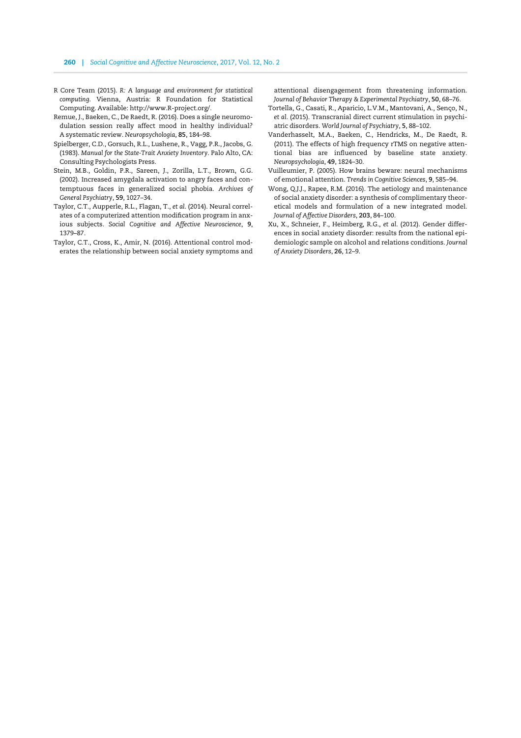R Core Team (2015). *R: A language and environment for statistical computing*. Vienna, Austria: R Foundation for Statistical Computing. Available: http://www.R-project.org/.

Remue, J., Baeken, C., De Raedt, R. (2016). Does a single neuromodulation session really affect mood in healthy individual? A systematic review. *Neuropsychologia*, **85**, 184–98.

Spielberger, C.D., Gorsuch, R.L., Lushene, R., Vagg, P.R., Jacobs, G. (1983). *Manual for the State-Trait Anxiety Inventory*. Palo Alto, CA: Consulting Psychologists Press.

Stein, M.B., Goldin, P.R., Sareen, J., Zorilla, L.T., Brown, G.G. (2002). Increased amygdala activation to angry faces and contemptuous faces in generalized social phobia. *Archives of General Psychiatry*, **59**, 1027–34.

Taylor, C.T., Aupperle, R.L., Flagan, T., *et al*. (2014). Neural correlates of a computerized attention modification program in anxious subjects. *Social Cognitive and Affective Neuroscience*, **9**, 1379–87.

Taylor, C.T., Cross, K., Amir, N. (2016). Attentional control moderates the relationship between social anxiety symptoms and attentional disengagement from threatening information. *Journal of Behavior Therapy & Experimental Psychiatry*, **50**, 68–76.

Tortella, G., Casati, R., Aparicio, L.V.M., Mantovani, A., Senço, N., *et al*. (2015). Transcranial direct current stimulation in psychiatric disorders. *World Journal of Psychiatry*, **5**, 88–102.

Vanderhasselt, M.A., Baeken, C., Hendricks, M., De Raedt, R. (2011). The effects of high frequency rTMS on negative attentional bias are influenced by baseline state anxiety. *Neuropsychologia*, **49**, 1824–30.

Vuilleumier, P. (2005). How brains beware: neural mechanisms of emotional attention. *Trends in Cognitive Sciences*, **9**, 585–94.

Wong, Q.J.J., Rapee, R.M. (2016). The aetiology and maintenance of social anxiety disorder: a synthesis of complimentary theoretical models and formulation of a new integrated model. *Journal of Affective Disorders*, **203**, 84–100.

Xu, X., Schneier, F., Heimberg, R.G., *et al*. (2012). Gender differences in social anxiety disorder: results from the national epidemiologic sample on alcohol and relations conditions. *Journal of Anxiety Disorders*, **26**, 12–9.